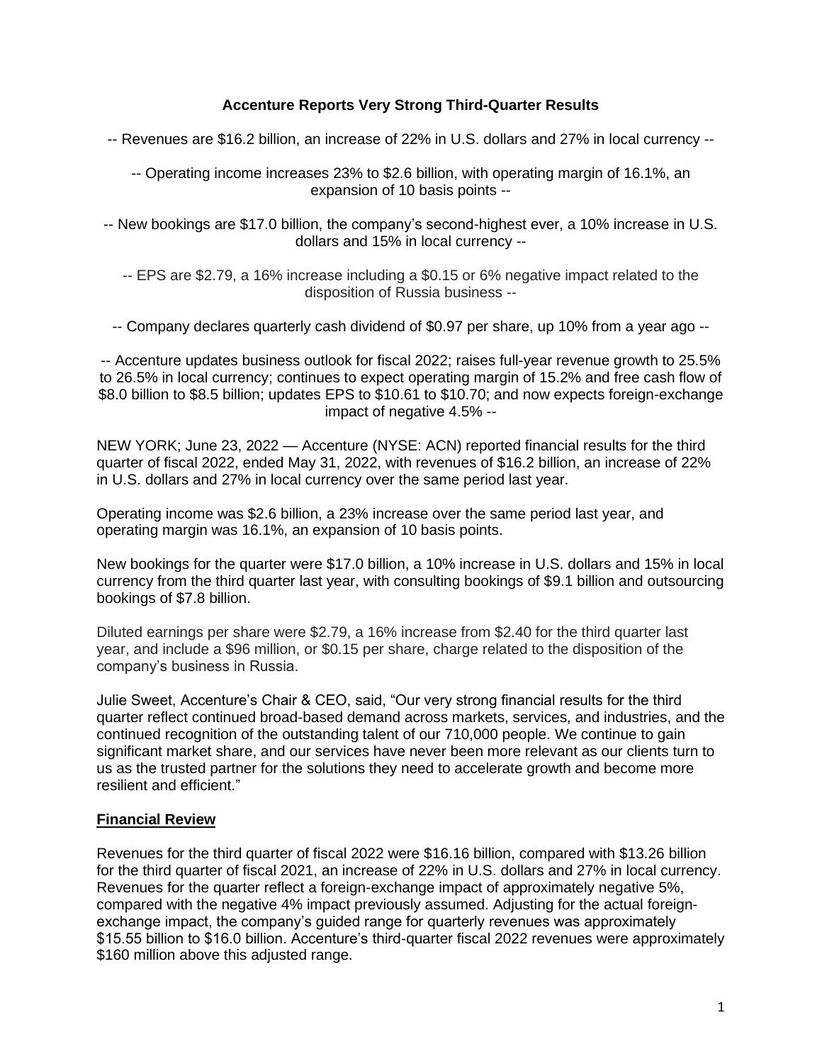# Accenture Reports Very Strong Third-Quarter Results

-- Revenues are $16.2 billion, an increase of 22% in U.S. dollars and 27% in local currency --

-- Operating income increases 23% to $2.6 billion, with operating margin of 16.1%, an expansion of 10 basis points --

-- New bookings are $17.0 billion, the company's second-highest ever, a 10% increase in U.S. dollars and 15% in local currency --

-- EPS are $2.79, a 16% increase including a $0.15 or 6% negative impact related to the disposition of Russia business --

-- Company declares quarterly cash dividend of $0.97 per share, up 10% from a year ago --

-- Accenture updates business outlook for fiscal 2022; raises full-year revenue growth to 25.5% to 26.5% in local currency; continues to expect operating margin of 15.2% and free cash flow of $8.0 billion to $8.5 billion; updates EPS to $10.61 to $10.70; and now expects foreign-exchange impact of negative 4.5% --

NEW YORK; June 23, 2022 — Accenture (NYSE: ACN) reported financial results for the third quarter of fiscal 2022, ended May 31, 2022, with revenues of $16.2 billion, an increase of 22% in U.S. dollars and 27% in local currency over the same period last year.

Operating income was $2.6 billion, a 23% increase over the same period last year, and operating margin was 16.1%, an expansion of 10 basis points.

New bookings for the quarter were $17.0 billion, a 10% increase in U.S. dollars and 15% in local currency from the third quarter last year, with consulting bookings of $9.1 billion and outsourcing bookings of $7.8 billion.

Diluted earnings per share were $2.79, a 16% increase from $2.40 for the third quarter last year, and include a $96 million, or $0.15 per share, charge related to the disposition of the company's business in Russia.

Julie Sweet, Accenture's Chair & CEO, said, "Our very strong financial results for the third quarter reflect continued broad-based demand across markets, services, and industries, and the continued recognition of the outstanding talent of our 710,000 people. We continue to gain significant market share, and our services have never been more relevant as our clients turn to us as the trusted partner for the solutions they need to accelerate growth and become more resilient and efficient."

## Financial Review

Revenues for the third quarter of fiscal 2022 were $16.16 billion, compared with $13.26 billion for the third quarter of fiscal 2021, an increase of 22% in U.S. dollars and 27% in local currency. Revenues for the quarter reflect a foreign-exchange impact of approximately negative 5%, compared with the negative 4% impact previously assumed. Adjusting for the actual foreign-exchange impact, the company's guided range for quarterly revenues was approximately $15.55 billion to $16.0 billion. Accenture's third-quarter fiscal 2022 revenues were approximately $160 million above this adjusted range.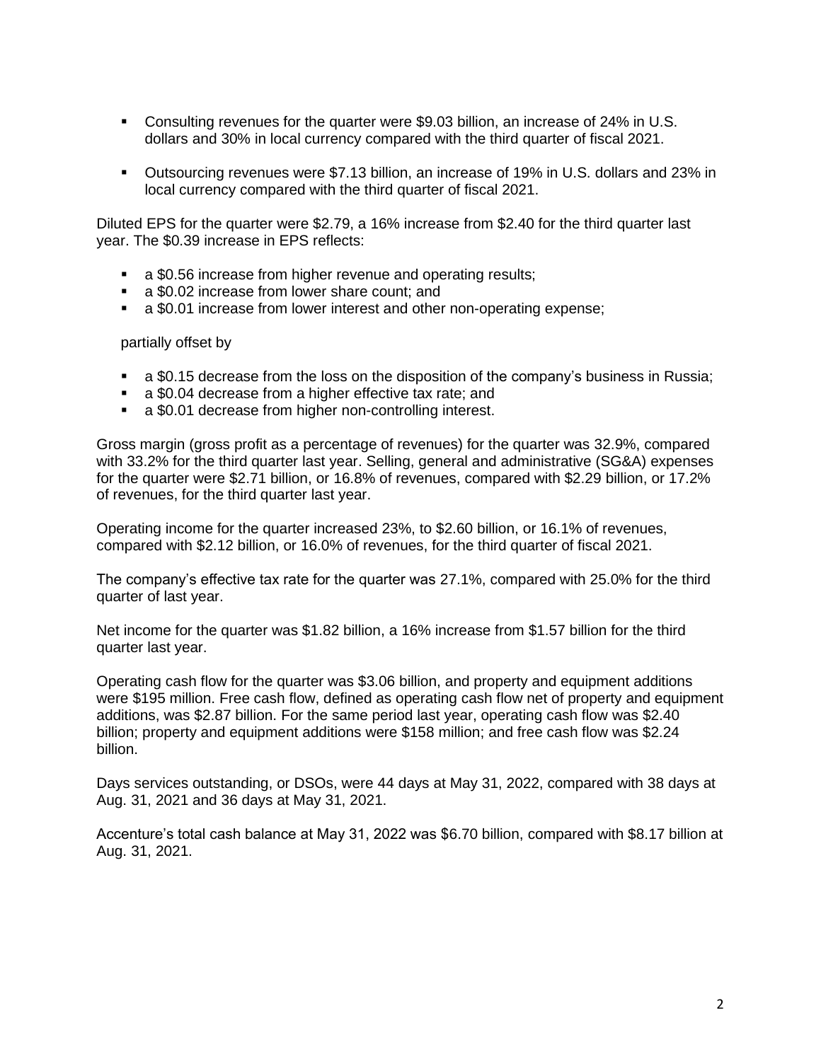- Consulting revenues for the quarter were $9.03 billion, an increase of 24% in U.S. dollars and 30% in local currency compared with the third quarter of fiscal 2021.

- Outsourcing revenues were $7.13 billion, an increase of 19% in U.S. dollars and 23% in local currency compared with the third quarter of fiscal 2021.

Diluted EPS for the quarter were $2.79, a 16% increase from $2.40 for the third quarter last year. The $0.39 increase in EPS reflects:

- a $0.56 increase from higher revenue and operating results;
- a $0.02 increase from lower share count; and
- a $0.01 increase from lower interest and other non-operating expense;

partially offset by

- a $0.15 decrease from the loss on the disposition of the company's business in Russia;
- a $0.04 decrease from a higher effective tax rate; and
- a $0.01 decrease from higher non-controlling interest.

Gross margin (gross profit as a percentage of revenues) for the quarter was 32.9%, compared with 33.2% for the third quarter last year. Selling, general and administrative (SG&A) expenses for the quarter were $2.71 billion, or 16.8% of revenues, compared with $2.29 billion, or 17.2% of revenues, for the third quarter last year.

Operating income for the quarter increased 23%, to $2.60 billion, or 16.1% of revenues, compared with $2.12 billion, or 16.0% of revenues, for the third quarter of fiscal 2021.

The company's effective tax rate for the quarter was 27.1%, compared with 25.0% for the third quarter of last year.

Net income for the quarter was $1.82 billion, a 16% increase from $1.57 billion for the third quarter last year.

Operating cash flow for the quarter was $3.06 billion, and property and equipment additions were $195 million. Free cash flow, defined as operating cash flow net of property and equipment additions, was $2.87 billion. For the same period last year, operating cash flow was $2.40 billion; property and equipment additions were $158 million; and free cash flow was $2.24 billion.

Days services outstanding, or DSOs, were 44 days at May 31, 2022, compared with 38 days at Aug. 31, 2021 and 36 days at May 31, 2021.

Accenture's total cash balance at May 31, 2022 was $6.70 billion, compared with $8.17 billion at Aug. 31, 2021.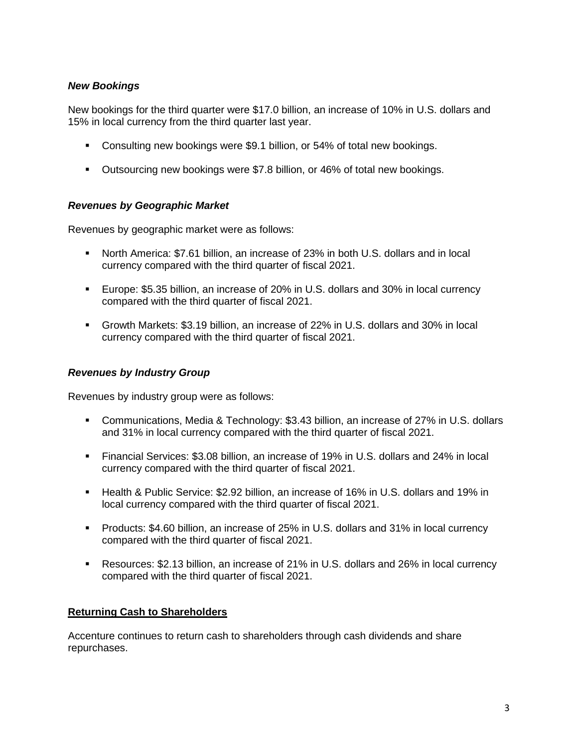### ***New Bookings***

New bookings for the third quarter were $17.0 billion, an increase of 10% in U.S. dollars and 15% in local currency from the third quarter last year.

- Consulting new bookings were $9.1 billion, or 54% of total new bookings.
- Outsourcing new bookings were $7.8 billion, or 46% of total new bookings.

### ***Revenues by Geographic Market***

Revenues by geographic market were as follows:

- North America: $7.61 billion, an increase of 23% in both U.S. dollars and in local currency compared with the third quarter of fiscal 2021.
- Europe: $5.35 billion, an increase of 20% in U.S. dollars and 30% in local currency compared with the third quarter of fiscal 2021.
- Growth Markets: $3.19 billion, an increase of 22% in U.S. dollars and 30% in local currency compared with the third quarter of fiscal 2021.

### ***Revenues by Industry Group***

Revenues by industry group were as follows:

- Communications, Media & Technology: $3.43 billion, an increase of 27% in U.S. dollars and 31% in local currency compared with the third quarter of fiscal 2021.
- Financial Services: $3.08 billion, an increase of 19% in U.S. dollars and 24% in local currency compared with the third quarter of fiscal 2021.
- Health & Public Service: $2.92 billion, an increase of 16% in U.S. dollars and 19% in local currency compared with the third quarter of fiscal 2021.
- Products: $4.60 billion, an increase of 25% in U.S. dollars and 31% in local currency compared with the third quarter of fiscal 2021.
- Resources: $2.13 billion, an increase of 21% in U.S. dollars and 26% in local currency compared with the third quarter of fiscal 2021.

## **Returning Cash to Shareholders**

Accenture continues to return cash to shareholders through cash dividends and share repurchases.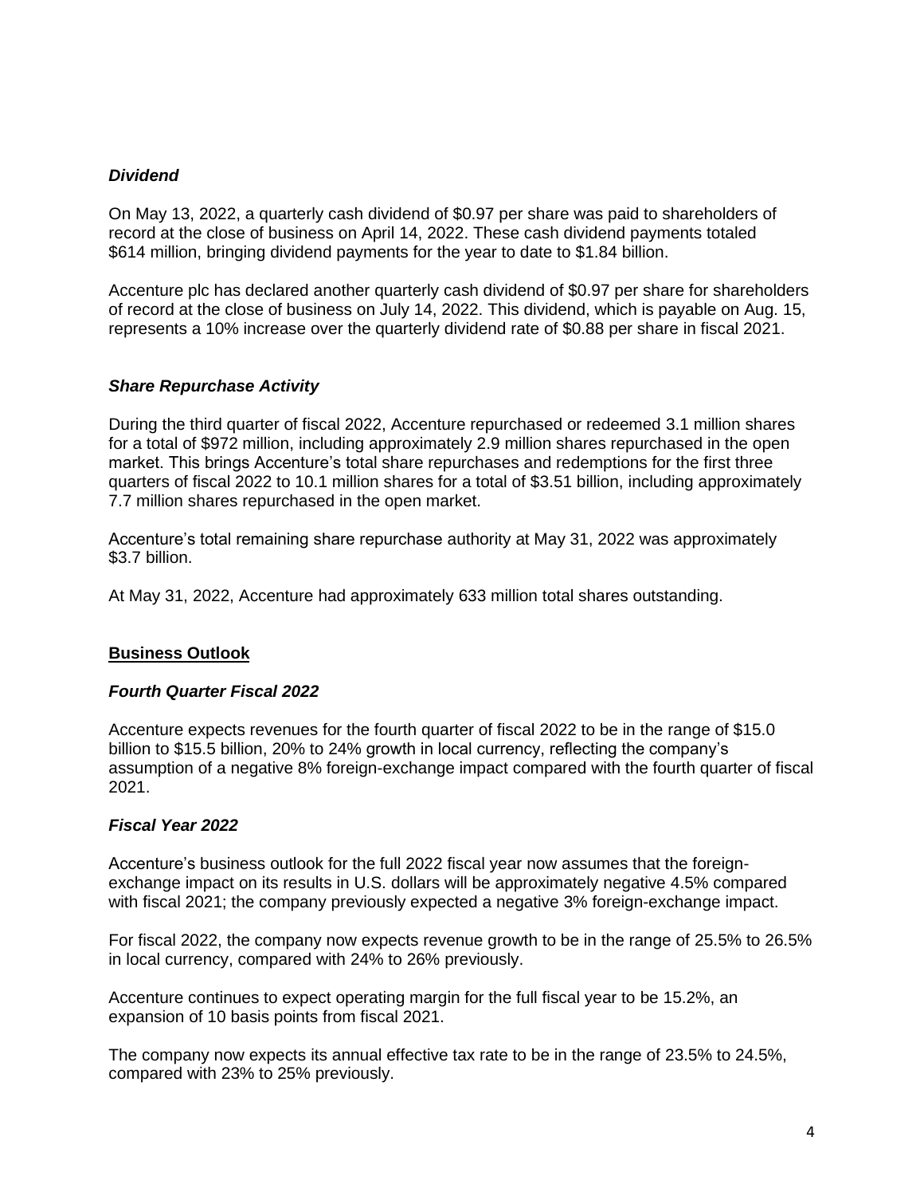### *Dividend*

On May 13, 2022, a quarterly cash dividend of $0.97 per share was paid to shareholders of record at the close of business on April 14, 2022. These cash dividend payments totaled $614 million, bringing dividend payments for the year to date to $1.84 billion.

Accenture plc has declared another quarterly cash dividend of $0.97 per share for shareholders of record at the close of business on July 14, 2022. This dividend, which is payable on Aug. 15, represents a 10% increase over the quarterly dividend rate of $0.88 per share in fiscal 2021.

### *Share Repurchase Activity*

During the third quarter of fiscal 2022, Accenture repurchased or redeemed 3.1 million shares for a total of $972 million, including approximately 2.9 million shares repurchased in the open market. This brings Accenture's total share repurchases and redemptions for the first three quarters of fiscal 2022 to 10.1 million shares for a total of $3.51 billion, including approximately 7.7 million shares repurchased in the open market.

Accenture's total remaining share repurchase authority at May 31, 2022 was approximately $3.7 billion.

At May 31, 2022, Accenture had approximately 633 million total shares outstanding.

## **Business Outlook**

### *Fourth Quarter Fiscal 2022*

Accenture expects revenues for the fourth quarter of fiscal 2022 to be in the range of $15.0 billion to $15.5 billion, 20% to 24% growth in local currency, reflecting the company's assumption of a negative 8% foreign-exchange impact compared with the fourth quarter of fiscal 2021.

### *Fiscal Year 2022*

Accenture's business outlook for the full 2022 fiscal year now assumes that the foreign-exchange impact on its results in U.S. dollars will be approximately negative 4.5% compared with fiscal 2021; the company previously expected a negative 3% foreign-exchange impact.

For fiscal 2022, the company now expects revenue growth to be in the range of 25.5% to 26.5% in local currency, compared with 24% to 26% previously.

Accenture continues to expect operating margin for the full fiscal year to be 15.2%, an expansion of 10 basis points from fiscal 2021.

The company now expects its annual effective tax rate to be in the range of 23.5% to 24.5%, compared with 23% to 25% previously.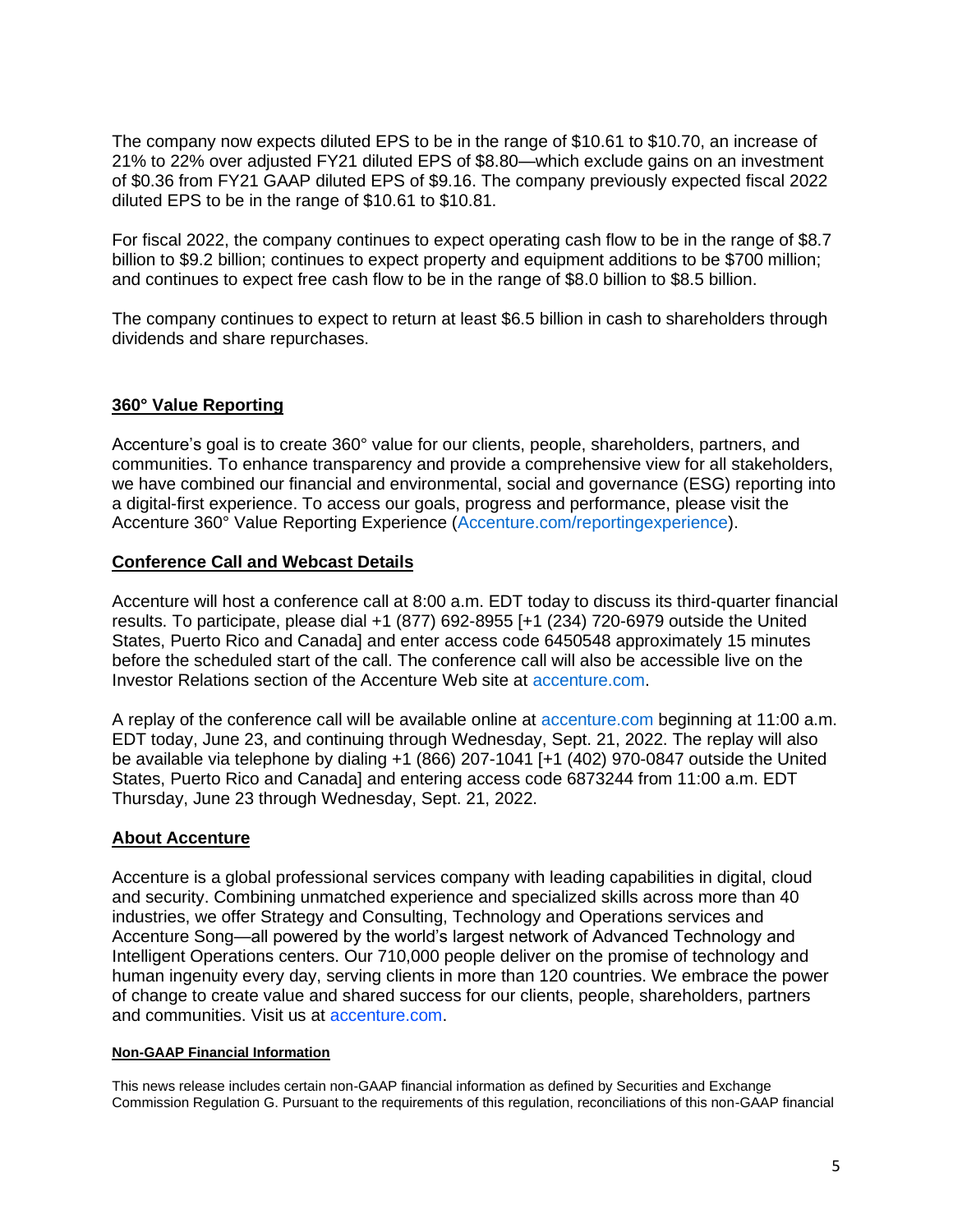The company now expects diluted EPS to be in the range of $10.61 to $10.70, an increase of 21% to 22% over adjusted FY21 diluted EPS of $8.80—which exclude gains on an investment of $0.36 from FY21 GAAP diluted EPS of $9.16. The company previously expected fiscal 2022 diluted EPS to be in the range of $10.61 to $10.81.

For fiscal 2022, the company continues to expect operating cash flow to be in the range of $8.7 billion to $9.2 billion; continues to expect property and equipment additions to be $700 million; and continues to expect free cash flow to be in the range of $8.0 billion to $8.5 billion.

The company continues to expect to return at least $6.5 billion in cash to shareholders through dividends and share repurchases.

## 360° Value Reporting

Accenture's goal is to create 360° value for our clients, people, shareholders, partners, and communities. To enhance transparency and provide a comprehensive view for all stakeholders, we have combined our financial and environmental, social and governance (ESG) reporting into a digital-first experience. To access our goals, progress and performance, please visit the Accenture 360° Value Reporting Experience (Accenture.com/reportingexperience).

## Conference Call and Webcast Details

Accenture will host a conference call at 8:00 a.m. EDT today to discuss its third-quarter financial results. To participate, please dial +1 (877) 692-8955 [+1 (234) 720-6979 outside the United States, Puerto Rico and Canada] and enter access code 6450548 approximately 15 minutes before the scheduled start of the call. The conference call will also be accessible live on the Investor Relations section of the Accenture Web site at accenture.com.

A replay of the conference call will be available online at accenture.com beginning at 11:00 a.m. EDT today, June 23, and continuing through Wednesday, Sept. 21, 2022. The replay will also be available via telephone by dialing +1 (866) 207-1041 [+1 (402) 970-0847 outside the United States, Puerto Rico and Canada] and entering access code 6873244 from 11:00 a.m. EDT Thursday, June 23 through Wednesday, Sept. 21, 2022.

## About Accenture

Accenture is a global professional services company with leading capabilities in digital, cloud and security. Combining unmatched experience and specialized skills across more than 40 industries, we offer Strategy and Consulting, Technology and Operations services and Accenture Song—all powered by the world's largest network of Advanced Technology and Intelligent Operations centers. Our 710,000 people deliver on the promise of technology and human ingenuity every day, serving clients in more than 120 countries. We embrace the power of change to create value and shared success for our clients, people, shareholders, partners and communities. Visit us at accenture.com.

#### Non-GAAP Financial Information

This news release includes certain non-GAAP financial information as defined by Securities and Exchange Commission Regulation G. Pursuant to the requirements of this regulation, reconciliations of this non-GAAP financial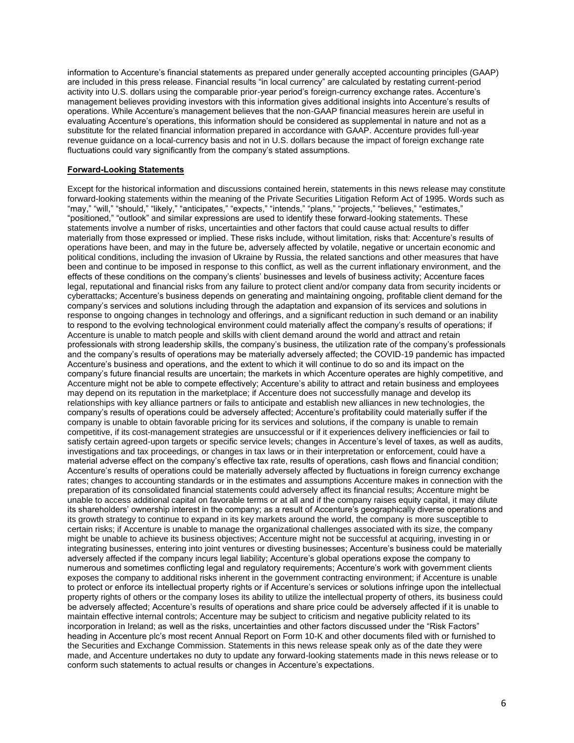information to Accenture's financial statements as prepared under generally accepted accounting principles (GAAP) are included in this press release. Financial results "in local currency" are calculated by restating current-period activity into U.S. dollars using the comparable prior-year period's foreign-currency exchange rates. Accenture's management believes providing investors with this information gives additional insights into Accenture's results of operations. While Accenture's management believes that the non-GAAP financial measures herein are useful in evaluating Accenture's operations, this information should be considered as supplemental in nature and not as a substitute for the related financial information prepared in accordance with GAAP. Accenture provides full-year revenue guidance on a local-currency basis and not in U.S. dollars because the impact of foreign exchange rate fluctuations could vary significantly from the company's stated assumptions.

**Forward-Looking Statements**

Except for the historical information and discussions contained herein, statements in this news release may constitute forward-looking statements within the meaning of the Private Securities Litigation Reform Act of 1995. Words such as "may," "will," "should," "likely," "anticipates," "expects," "intends," "plans," "projects," "believes," "estimates," "positioned," "outlook" and similar expressions are used to identify these forward-looking statements. These statements involve a number of risks, uncertainties and other factors that could cause actual results to differ materially from those expressed or implied. These risks include, without limitation, risks that: Accenture's results of operations have been, and may in the future be, adversely affected by volatile, negative or uncertain economic and political conditions, including the invasion of Ukraine by Russia, the related sanctions and other measures that have been and continue to be imposed in response to this conflict, as well as the current inflationary environment, and the effects of these conditions on the company's clients' businesses and levels of business activity; Accenture faces legal, reputational and financial risks from any failure to protect client and/or company data from security incidents or cyberattacks; Accenture's business depends on generating and maintaining ongoing, profitable client demand for the company's services and solutions including through the adaptation and expansion of its services and solutions in response to ongoing changes in technology and offerings, and a significant reduction in such demand or an inability to respond to the evolving technological environment could materially affect the company's results of operations; if Accenture is unable to match people and skills with client demand around the world and attract and retain professionals with strong leadership skills, the company's business, the utilization rate of the company's professionals and the company's results of operations may be materially adversely affected; the COVID-19 pandemic has impacted Accenture's business and operations, and the extent to which it will continue to do so and its impact on the company's future financial results are uncertain; the markets in which Accenture operates are highly competitive, and Accenture might not be able to compete effectively; Accenture's ability to attract and retain business and employees may depend on its reputation in the marketplace; if Accenture does not successfully manage and develop its relationships with key alliance partners or fails to anticipate and establish new alliances in new technologies, the company's results of operations could be adversely affected; Accenture's profitability could materially suffer if the company is unable to obtain favorable pricing for its services and solutions, if the company is unable to remain competitive, if its cost-management strategies are unsuccessful or if it experiences delivery inefficiencies or fail to satisfy certain agreed-upon targets or specific service levels; changes in Accenture's level of taxes, as well as audits, investigations and tax proceedings, or changes in tax laws or in their interpretation or enforcement, could have a material adverse effect on the company's effective tax rate, results of operations, cash flows and financial condition; Accenture's results of operations could be materially adversely affected by fluctuations in foreign currency exchange rates; changes to accounting standards or in the estimates and assumptions Accenture makes in connection with the preparation of its consolidated financial statements could adversely affect its financial results; Accenture might be unable to access additional capital on favorable terms or at all and if the company raises equity capital, it may dilute its shareholders' ownership interest in the company; as a result of Accenture's geographically diverse operations and its growth strategy to continue to expand in its key markets around the world, the company is more susceptible to certain risks; if Accenture is unable to manage the organizational challenges associated with its size, the company might be unable to achieve its business objectives; Accenture might not be successful at acquiring, investing in or integrating businesses, entering into joint ventures or divesting businesses; Accenture's business could be materially adversely affected if the company incurs legal liability; Accenture's global operations expose the company to numerous and sometimes conflicting legal and regulatory requirements; Accenture's work with government clients exposes the company to additional risks inherent in the government contracting environment; if Accenture is unable to protect or enforce its intellectual property rights or if Accenture's services or solutions infringe upon the intellectual property rights of others or the company loses its ability to utilize the intellectual property of others, its business could be adversely affected; Accenture's results of operations and share price could be adversely affected if it is unable to maintain effective internal controls; Accenture may be subject to criticism and negative publicity related to its incorporation in Ireland; as well as the risks, uncertainties and other factors discussed under the "Risk Factors" heading in Accenture plc's most recent Annual Report on Form 10-K and other documents filed with or furnished to the Securities and Exchange Commission. Statements in this news release speak only as of the date they were made, and Accenture undertakes no duty to update any forward-looking statements made in this news release or to conform such statements to actual results or changes in Accenture's expectations.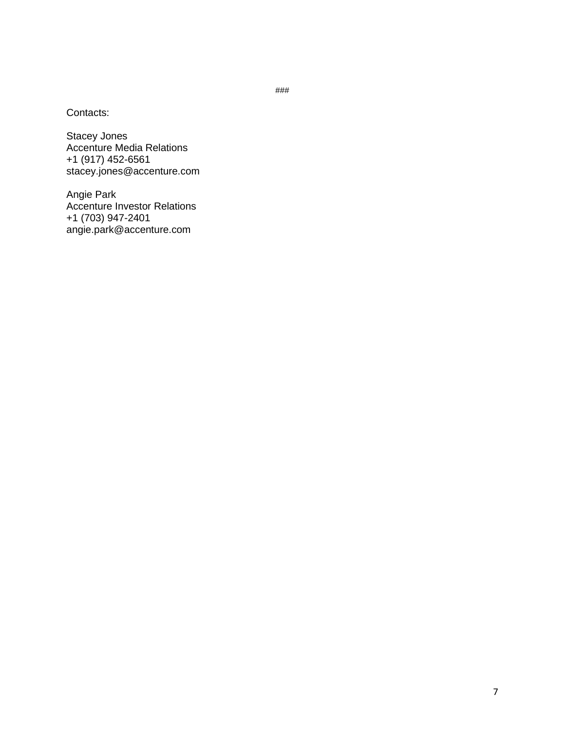###

Contacts:

Stacey Jones
Accenture Media Relations
+1 (917) 452-6561
stacey.jones@accenture.com

Angie Park
Accenture Investor Relations
+1 (703) 947-2401
angie.park@accenture.com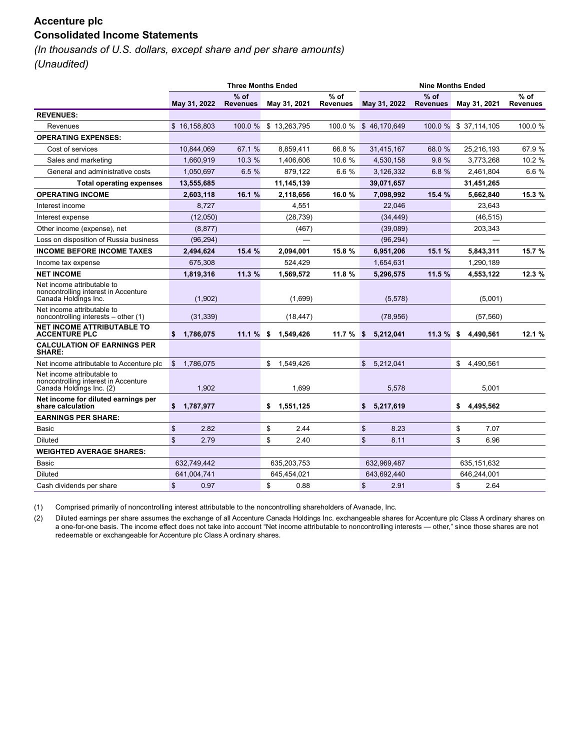# Accenture plc

## Consolidated Income Statements

*(In thousands of U.S. dollars, except share and per share amounts)*

*(Unaudited)*

| | Three Months Ended | | | | Nine Months Ended | | | |
|---|---|---|---|---|---|---|---|---|
| | May 31, 2022 | % of Revenues | May 31, 2021 | % of Revenues | May 31, 2022 | % of Revenues | May 31, 2021 | % of Revenues |
| **REVENUES:** | | | | | | | | |
| Revenues | $ 16,158,803 | 100.0 % | $ 13,263,795 | 100.0 % | $ 46,170,649 | 100.0 % | $ 37,114,105 | 100.0 % |
| **OPERATING EXPENSES:** | | | | | | | | |
| Cost of services | 10,844,069 | 67.1 % | 8,859,411 | 66.8 % | 31,415,167 | 68.0 % | 25,216,193 | 67.9 % |
| Sales and marketing | 1,660,919 | 10.3 % | 1,406,606 | 10.6 % | 4,530,158 | 9.8 % | 3,773,268 | 10.2 % |
| General and administrative costs | 1,050,697 | 6.5 % | 879,122 | 6.6 % | 3,126,332 | 6.8 % | 2,461,804 | 6.6 % |
| **Total operating expenses** | **13,555,685** | | **11,145,139** | | **39,071,657** | | **31,451,265** | |
| **OPERATING INCOME** | **2,603,118** | **16.1 %** | **2,118,656** | **16.0 %** | **7,098,992** | **15.4 %** | **5,662,840** | **15.3 %** |
| Interest income | 8,727 | | 4,551 | | 22,046 | | 23,643 | |
| Interest expense | (12,050) | | (28,739) | | (34,449) | | (46,515) | |
| Other income (expense), net | (8,877) | | (467) | | (39,089) | | 203,343 | |
| Loss on disposition of Russia business | (96,294) | | — | | (96,294) | | — | |
| **INCOME BEFORE INCOME TAXES** | **2,494,624** | **15.4 %** | **2,094,001** | **15.8 %** | **6,951,206** | **15.1 %** | **5,843,311** | **15.7 %** |
| Income tax expense | 675,308 | | 524,429 | | 1,654,631 | | 1,290,189 | |
| **NET INCOME** | **1,819,316** | **11.3 %** | **1,569,572** | **11.8 %** | **5,296,575** | **11.5 %** | **4,553,122** | **12.3 %** |
| Net income attributable to noncontrolling interest in Accenture Canada Holdings Inc. | (1,902) | | (1,699) | | (5,578) | | (5,001) | |
| Net income attributable to noncontrolling interests – other (1) | (31,339) | | (18,447) | | (78,956) | | (57,560) | |
| **NET INCOME ATTRIBUTABLE TO ACCENTURE PLC** | **$ 1,786,075** | **11.1 %** | **$ 1,549,426** | **11.7 %** | **$ 5,212,041** | **11.3 %** | **$ 4,490,561** | **12.1 %** |
| **CALCULATION OF EARNINGS PER SHARE:** | | | | | | | | |
| Net income attributable to Accenture plc | $ 1,786,075 | | $ 1,549,426 | | $ 5,212,041 | | $ 4,490,561 | |
| Net income attributable to noncontrolling interest in Accenture Canada Holdings Inc. (2) | 1,902 | | 1,699 | | 5,578 | | 5,001 | |
| **Net income for diluted earnings per share calculation** | **$ 1,787,977** | | **$ 1,551,125** | | **$ 5,217,619** | | **$ 4,495,562** | |
| **EARNINGS PER SHARE:** | | | | | | | | |
| Basic | $ 2.82 | | $ 2.44 | | $ 8.23 | | $ 7.07 | |
| Diluted | $ 2.79 | | $ 2.40 | | $ 8.11 | | $ 6.96 | |
| **WEIGHTED AVERAGE SHARES:** | | | | | | | | |
| Basic | 632,749,442 | | 635,203,753 | | 632,969,487 | | 635,151,632 | |
| Diluted | 641,004,741 | | 645,454,021 | | 643,692,440 | | 646,244,001 | |
| Cash dividends per share | $ 0.97 | | $ 0.88 | | $ 2.91 | | $ 2.64 | |

(1) Comprised primarily of noncontrolling interest attributable to the noncontrolling shareholders of Avanade, Inc.

(2) Diluted earnings per share assumes the exchange of all Accenture Canada Holdings Inc. exchangeable shares for Accenture plc Class A ordinary shares on a one-for-one basis. The income effect does not take into account "Net income attributable to noncontrolling interests — other," since those shares are not redeemable or exchangeable for Accenture plc Class A ordinary shares.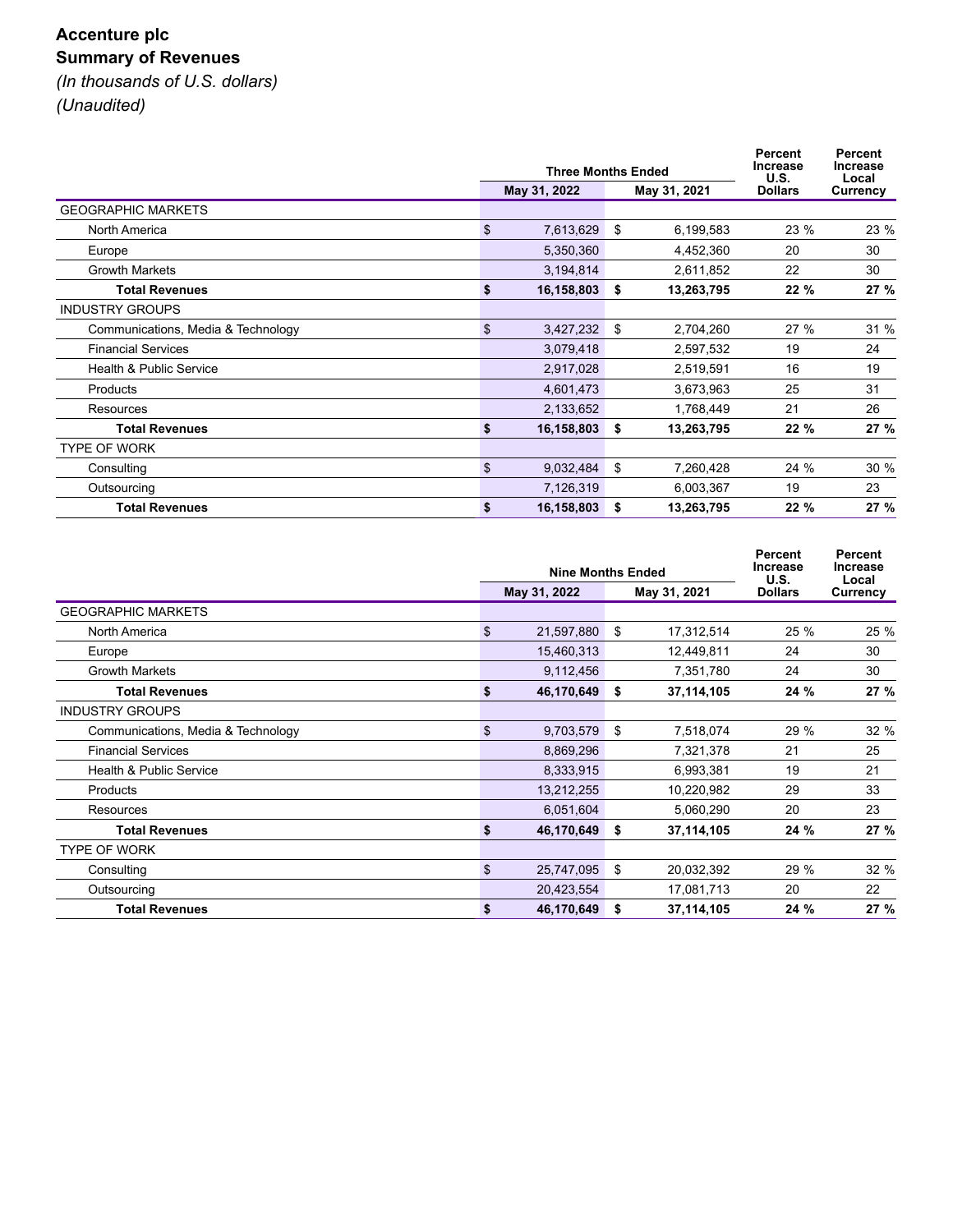# Accenture plc

## Summary of Revenues

*(In thousands of U.S. dollars)*

*(Unaudited)*

| | Three Months Ended | | Percent Increase U.S. Dollars | Percent Increase Local Currency |
|---|---|---|---|---|
| | May 31, 2022 | May 31, 2021 | | |
| GEOGRAPHIC MARKETS | | | | |
| North America | $ 7,613,629 | $ 6,199,583 | 23 % | 23 % |
| Europe | 5,350,360 | 4,452,360 | 20 | 30 |
| Growth Markets | 3,194,814 | 2,611,852 | 22 | 30 |
| **Total Revenues** | **$ 16,158,803** | **$ 13,263,795** | **22 %** | **27 %** |
| INDUSTRY GROUPS | | | | |
| Communications, Media & Technology | $ 3,427,232 | $ 2,704,260 | 27 % | 31 % |
| Financial Services | 3,079,418 | 2,597,532 | 19 | 24 |
| Health & Public Service | 2,917,028 | 2,519,591 | 16 | 19 |
| Products | 4,601,473 | 3,673,963 | 25 | 31 |
| Resources | 2,133,652 | 1,768,449 | 21 | 26 |
| **Total Revenues** | **$ 16,158,803** | **$ 13,263,795** | **22 %** | **27 %** |
| TYPE OF WORK | | | | |
| Consulting | $ 9,032,484 | $ 7,260,428 | 24 % | 30 % |
| Outsourcing | 7,126,319 | 6,003,367 | 19 | 23 |
| **Total Revenues** | **$ 16,158,803** | **$ 13,263,795** | **22 %** | **27 %** |

| | Nine Months Ended | | Percent Increase U.S. Dollars | Percent Increase Local Currency |
|---|---|---|---|---|
| | May 31, 2022 | May 31, 2021 | | |
| GEOGRAPHIC MARKETS | | | | |
| North America | $ 21,597,880 | $ 17,312,514 | 25 % | 25 % |
| Europe | 15,460,313 | 12,449,811 | 24 | 30 |
| Growth Markets | 9,112,456 | 7,351,780 | 24 | 30 |
| **Total Revenues** | **$ 46,170,649** | **$ 37,114,105** | **24 %** | **27 %** |
| INDUSTRY GROUPS | | | | |
| Communications, Media & Technology | $ 9,703,579 | $ 7,518,074 | 29 % | 32 % |
| Financial Services | 8,869,296 | 7,321,378 | 21 | 25 |
| Health & Public Service | 8,333,915 | 6,993,381 | 19 | 21 |
| Products | 13,212,255 | 10,220,982 | 29 | 33 |
| Resources | 6,051,604 | 5,060,290 | 20 | 23 |
| **Total Revenues** | **$ 46,170,649** | **$ 37,114,105** | **24 %** | **27 %** |
| TYPE OF WORK | | | | |
| Consulting | $ 25,747,095 | $ 20,032,392 | 29 % | 32 % |
| Outsourcing | 20,423,554 | 17,081,713 | 20 | 22 |
| **Total Revenues** | **$ 46,170,649** | **$ 37,114,105** | **24 %** | **27 %** |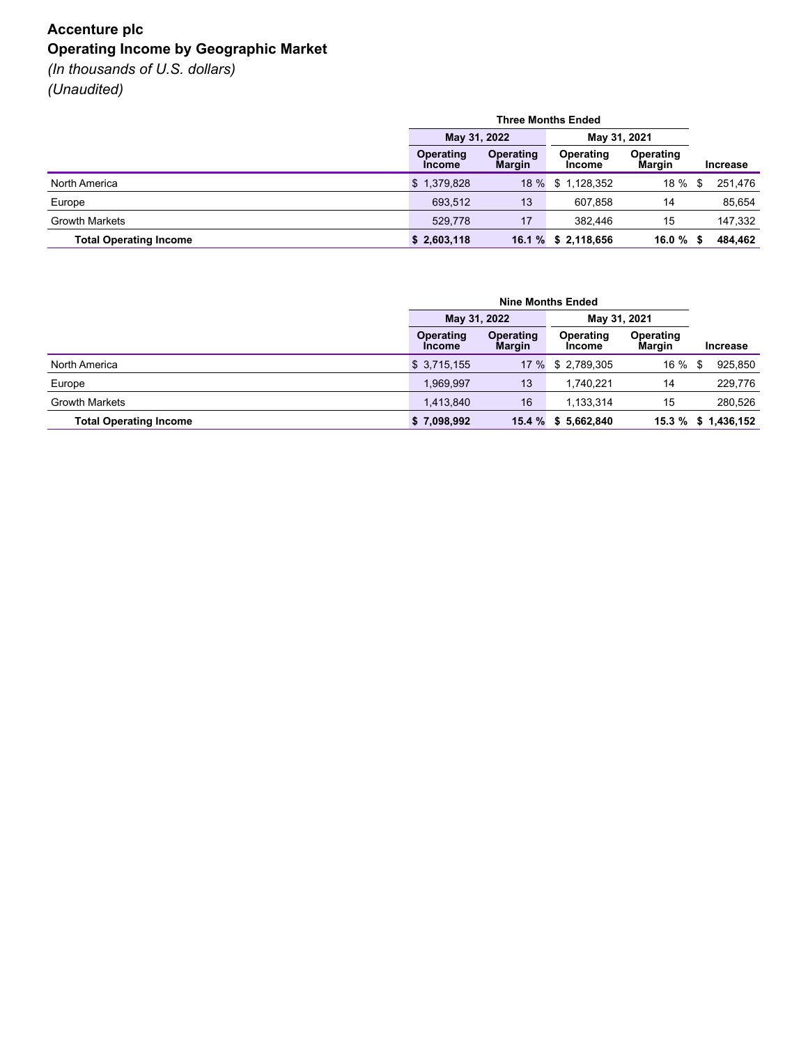# Accenture plc

## Operating Income by Geographic Market

*(In thousands of U.S. dollars)*

*(Unaudited)*

| | Three Months Ended | | | | |
|---|---|---|---|---|---|
| | May 31, 2022 | | May 31, 2021 | | |
| | Operating Income | Operating Margin | Operating Income | Operating Margin | Increase |
| North America | $ 1,379,828 | 18 % | $ 1,128,352 | 18 % | $ 251,476 |
| Europe | 693,512 | 13 | 607,858 | 14 | 85,654 |
| Growth Markets | 529,778 | 17 | 382,446 | 15 | 147,332 |
| **Total Operating Income** | **$ 2,603,118** | **16.1 %** | **$ 2,118,656** | **16.0 %** | **$ 484,462** |

| | Nine Months Ended | | | | |
|---|---|---|---|---|---|
| | May 31, 2022 | | May 31, 2021 | | |
| | Operating Income | Operating Margin | Operating Income | Operating Margin | Increase |
| North America | $ 3,715,155 | 17 % | $ 2,789,305 | 16 % | $ 925,850 |
| Europe | 1,969,997 | 13 | 1,740,221 | 14 | 229,776 |
| Growth Markets | 1,413,840 | 16 | 1,133,314 | 15 | 280,526 |
| **Total Operating Income** | **$ 7,098,992** | **15.4 %** | **$ 5,662,840** | **15.3 %** | **$ 1,436,152** |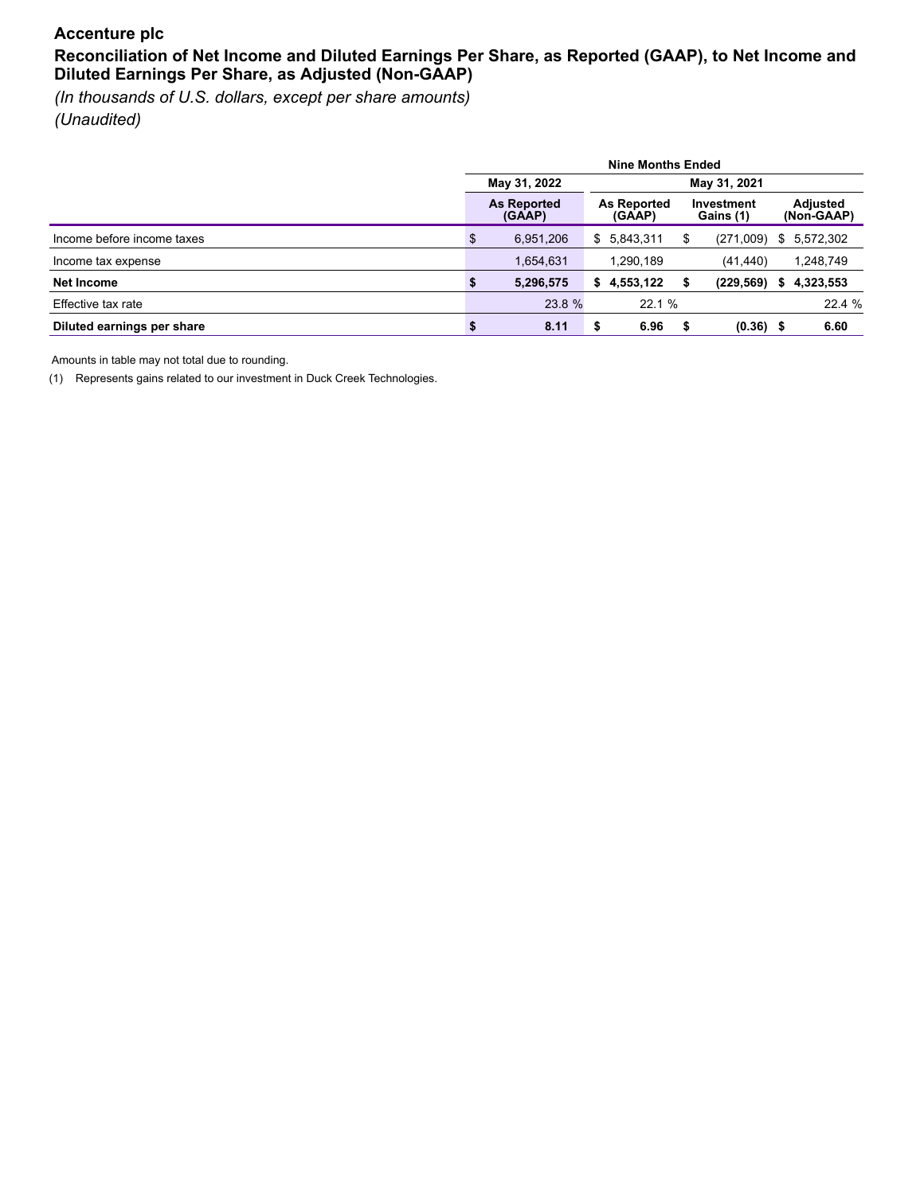# Accenture plc

## Reconciliation of Net Income and Diluted Earnings Per Share, as Reported (GAAP), to Net Income and Diluted Earnings Per Share, as Adjusted (Non-GAAP)

*(In thousands of U.S. dollars, except per share amounts)*
*(Unaudited)*

| | Nine Months Ended | | | |
|---|---|---|---|---|
| | May 31, 2022 | May 31, 2021 | | |
| | As Reported (GAAP) | As Reported (GAAP) | Investment Gains (1) | Adjusted (Non-GAAP) |
| Income before income taxes | $ 6,951,206 | $ 5,843,311 | $ (271,009) | $ 5,572,302 |
| Income tax expense | 1,654,631 | 1,290,189 | (41,440) | 1,248,749 |
| **Net Income** | **$ 5,296,575** | **$ 4,553,122** | **$ (229,569)** | **$ 4,323,553** |
| Effective tax rate | 23.8 % | 22.1 % | | 22.4 % |
| **Diluted earnings per share** | **$ 8.11** | **$ 6.96** | **$ (0.36)** | **$ 6.60** |

Amounts in table may not total due to rounding.

(1) Represents gains related to our investment in Duck Creek Technologies.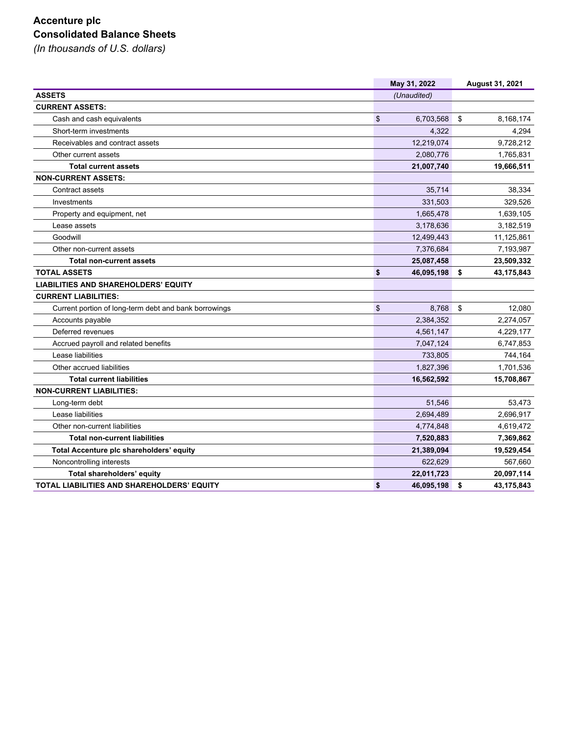# Accenture plc

## Consolidated Balance Sheets

*(In thousands of U.S. dollars)*

| | May 31, 2022 | August 31, 2021 |
|---|---|---|
| **ASSETS** | *(Unaudited)* | |
| **CURRENT ASSETS:** | | |
| Cash and cash equivalents | $ 6,703,568 | $ 8,168,174 |
| Short-term investments | 4,322 | 4,294 |
| Receivables and contract assets | 12,219,074 | 9,728,212 |
| Other current assets | 2,080,776 | 1,765,831 |
| **Total current assets** | **21,007,740** | **19,666,511** |
| **NON-CURRENT ASSETS:** | | |
| Contract assets | 35,714 | 38,334 |
| Investments | 331,503 | 329,526 |
| Property and equipment, net | 1,665,478 | 1,639,105 |
| Lease assets | 3,178,636 | 3,182,519 |
| Goodwill | 12,499,443 | 11,125,861 |
| Other non-current assets | 7,376,684 | 7,193,987 |
| **Total non-current assets** | **25,087,458** | **23,509,332** |
| **TOTAL ASSETS** | **$ 46,095,198** | **$ 43,175,843** |
| **LIABILITIES AND SHAREHOLDERS' EQUITY** | | |
| **CURRENT LIABILITIES:** | | |
| Current portion of long-term debt and bank borrowings | $ 8,768 | $ 12,080 |
| Accounts payable | 2,384,352 | 2,274,057 |
| Deferred revenues | 4,561,147 | 4,229,177 |
| Accrued payroll and related benefits | 7,047,124 | 6,747,853 |
| Lease liabilities | 733,805 | 744,164 |
| Other accrued liabilities | 1,827,396 | 1,701,536 |
| **Total current liabilities** | **16,562,592** | **15,708,867** |
| **NON-CURRENT LIABILITIES:** | | |
| Long-term debt | 51,546 | 53,473 |
| Lease liabilities | 2,694,489 | 2,696,917 |
| Other non-current liabilities | 4,774,848 | 4,619,472 |
| **Total non-current liabilities** | **7,520,883** | **7,369,862** |
| **Total Accenture plc shareholders' equity** | **21,389,094** | **19,529,454** |
| Noncontrolling interests | 622,629 | 567,660 |
| **Total shareholders' equity** | **22,011,723** | **20,097,114** |
| **TOTAL LIABILITIES AND SHAREHOLDERS' EQUITY** | **$ 46,095,198** | **$ 43,175,843** |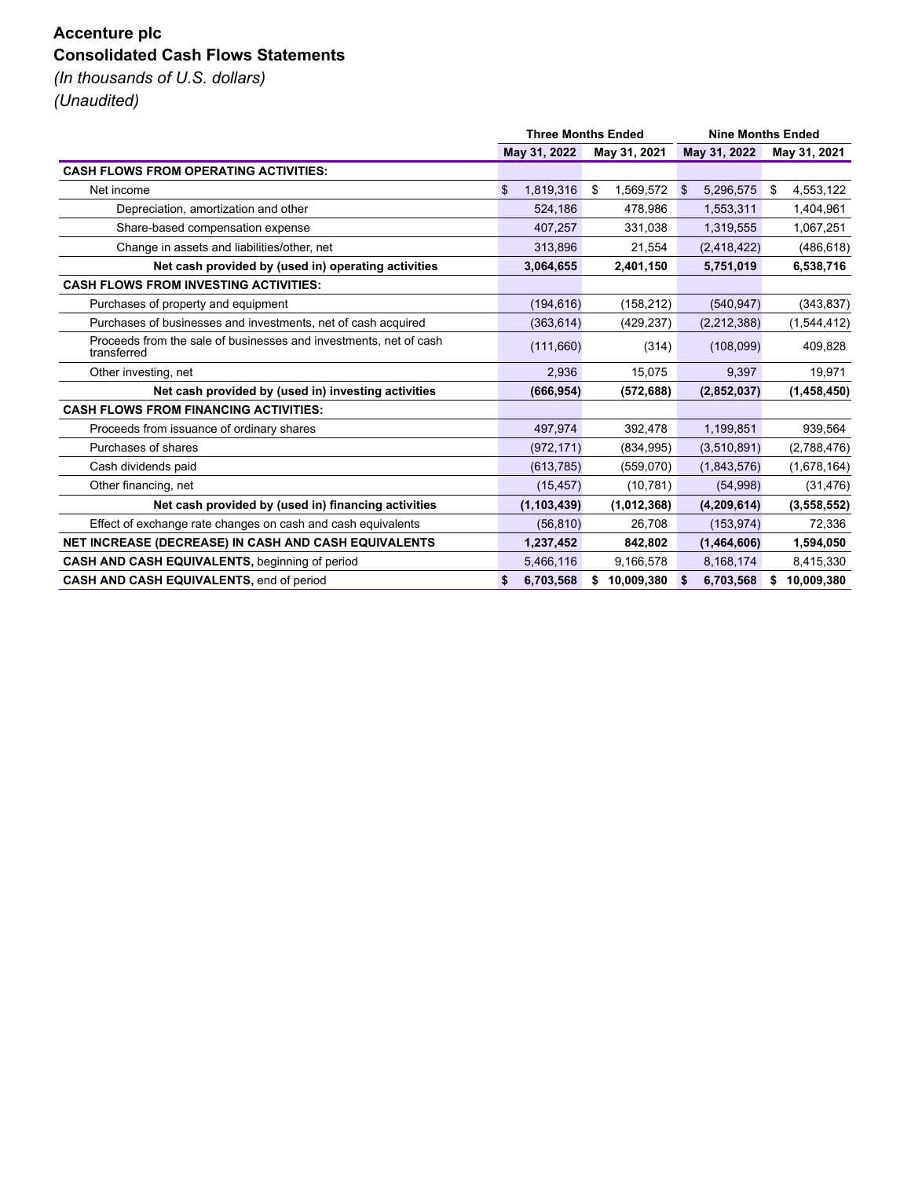# Accenture plc

## Consolidated Cash Flows Statements

*(In thousands of U.S. dollars)*

*(Unaudited)*

| | Three Months Ended | | Nine Months Ended | |
|---|---|---|---|---|
| | May 31, 2022 | May 31, 2021 | May 31, 2022 | May 31, 2021 |
| **CASH FLOWS FROM OPERATING ACTIVITIES:** | | | | |
| Net income | $ 1,819,316 | $ 1,569,572 | $ 5,296,575 | $ 4,553,122 |
| Depreciation, amortization and other | 524,186 | 478,986 | 1,553,311 | 1,404,961 |
| Share-based compensation expense | 407,257 | 331,038 | 1,319,555 | 1,067,251 |
| Change in assets and liabilities/other, net | 313,896 | 21,554 | (2,418,422) | (486,618) |
| **Net cash provided by (used in) operating activities** | **3,064,655** | **2,401,150** | **5,751,019** | **6,538,716** |
| **CASH FLOWS FROM INVESTING ACTIVITIES:** | | | | |
| Purchases of property and equipment | (194,616) | (158,212) | (540,947) | (343,837) |
| Purchases of businesses and investments, net of cash acquired | (363,614) | (429,237) | (2,212,388) | (1,544,412) |
| Proceeds from the sale of businesses and investments, net of cash transferred | (111,660) | (314) | (108,099) | 409,828 |
| Other investing, net | 2,936 | 15,075 | 9,397 | 19,971 |
| **Net cash provided by (used in) investing activities** | **(666,954)** | **(572,688)** | **(2,852,037)** | **(1,458,450)** |
| **CASH FLOWS FROM FINANCING ACTIVITIES:** | | | | |
| Proceeds from issuance of ordinary shares | 497,974 | 392,478 | 1,199,851 | 939,564 |
| Purchases of shares | (972,171) | (834,995) | (3,510,891) | (2,788,476) |
| Cash dividends paid | (613,785) | (559,070) | (1,843,576) | (1,678,164) |
| Other financing, net | (15,457) | (10,781) | (54,998) | (31,476) |
| **Net cash provided by (used in) financing activities** | **(1,103,439)** | **(1,012,368)** | **(4,209,614)** | **(3,558,552)** |
| Effect of exchange rate changes on cash and cash equivalents | (56,810) | 26,708 | (153,974) | 72,336 |
| **NET INCREASE (DECREASE) IN CASH AND CASH EQUIVALENTS** | **1,237,452** | **842,802** | **(1,464,606)** | **1,594,050** |
| **CASH AND CASH EQUIVALENTS,** beginning of period | 5,466,116 | 9,166,578 | 8,168,174 | 8,415,330 |
| **CASH AND CASH EQUIVALENTS,** end of period | **$ 6,703,568** | **$ 10,009,380** | **$ 6,703,568** | **$ 10,009,380** |